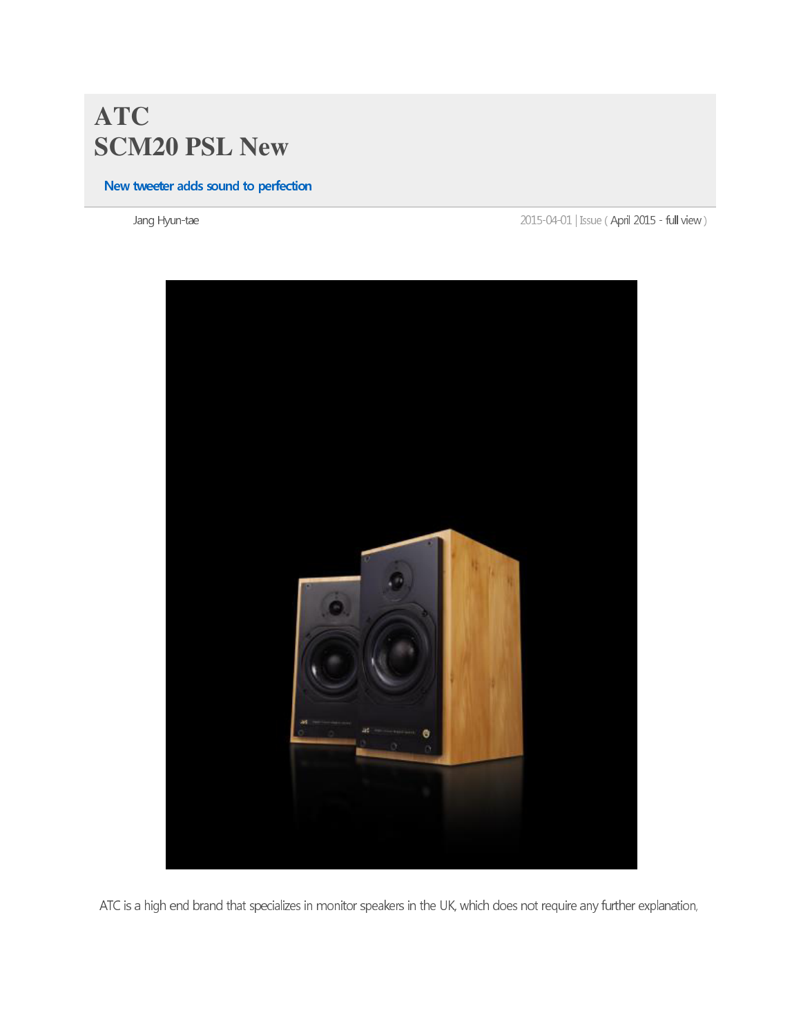# ATC
# SCM20 PSL New

New tweeter adds sound to perfection

Jang Hyun-tae 2015-04-01 | Issue ( April 2015 - full view )

ATC is a high end brand that specializes in monitor speakers in the UK, which does not require any further explanation,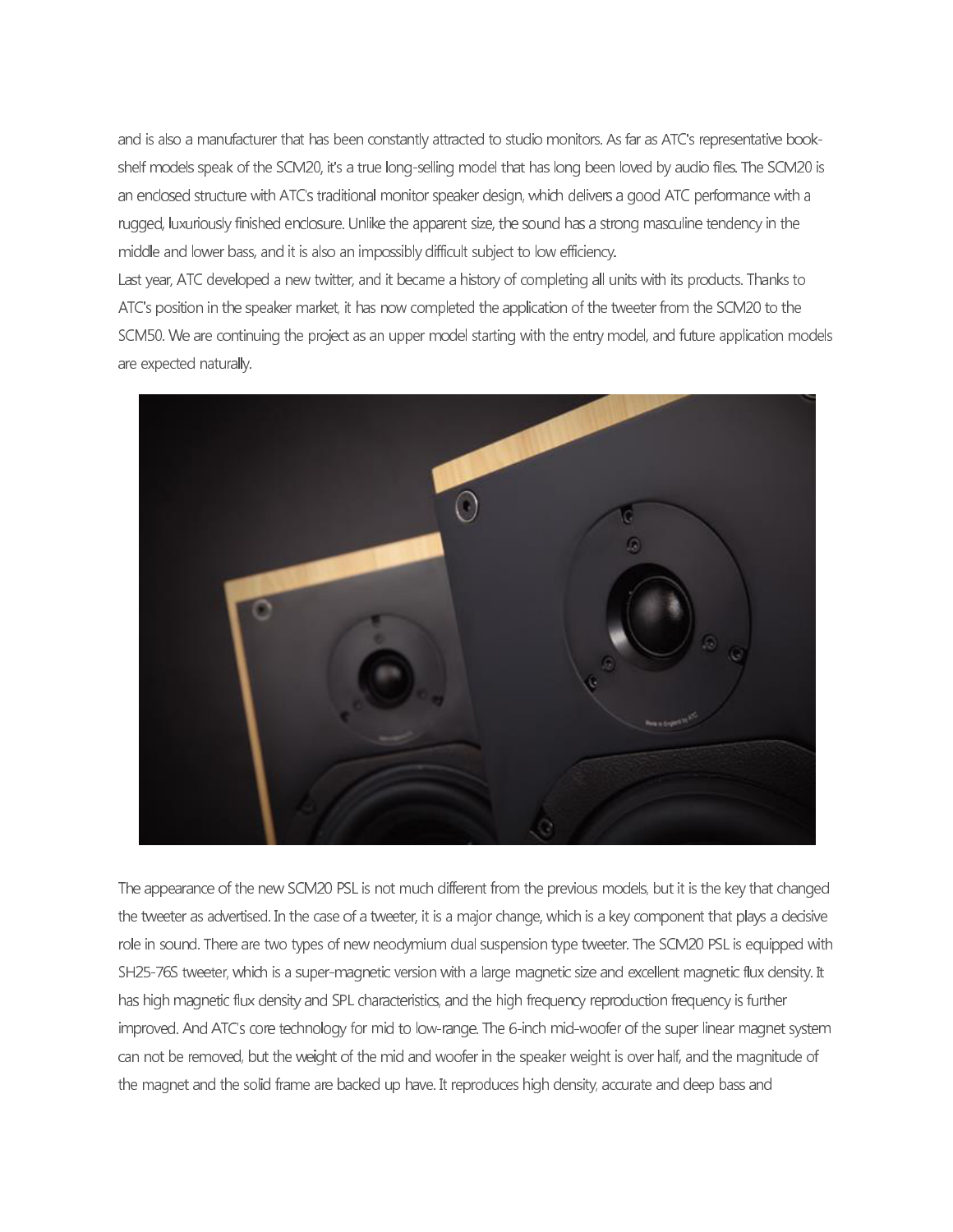and is also a manufacturer that has been constantly attracted to studio monitors. As far as ATC's representative book-shelf models speak of the SCM20, it's a true long-selling model that has long been loved by audio files. The SCM20 is an enclosed structure with ATC's traditional monitor speaker design, which delivers a good ATC performance with a rugged, luxuriously finished enclosure. Unlike the apparent size, the sound has a strong masculine tendency in the middle and lower bass, and it is also an impossibly difficult subject to low efficiency.
Last year, ATC developed a new twitter, and it became a history of completing all units with its products. Thanks to ATC's position in the speaker market, it has now completed the application of the tweeter from the SCM20 to the SCM50. We are continuing the project as an upper model starting with the entry model, and future application models are expected naturally.

The appearance of the new SCM20 PSL is not much different from the previous models, but it is the key that changed the tweeter as advertised. In the case of a tweeter, it is a major change, which is a key component that plays a decisive role in sound. There are two types of new neodymium dual suspension type tweeter. The SCM20 PSL is equipped with SH25-76S tweeter, which is a super-magnetic version with a large magnetic size and excellent magnetic flux density. It has high magnetic flux density and SPL characteristics, and the high frequency reproduction frequency is further improved. And ATC's core technology for mid to low-range. The 6-inch mid-woofer of the super linear magnet system can not be removed, but the weight of the mid and woofer in the speaker weight is over half, and the magnitude of the magnet and the solid frame are backed up have. It reproduces high density, accurate and deep bass and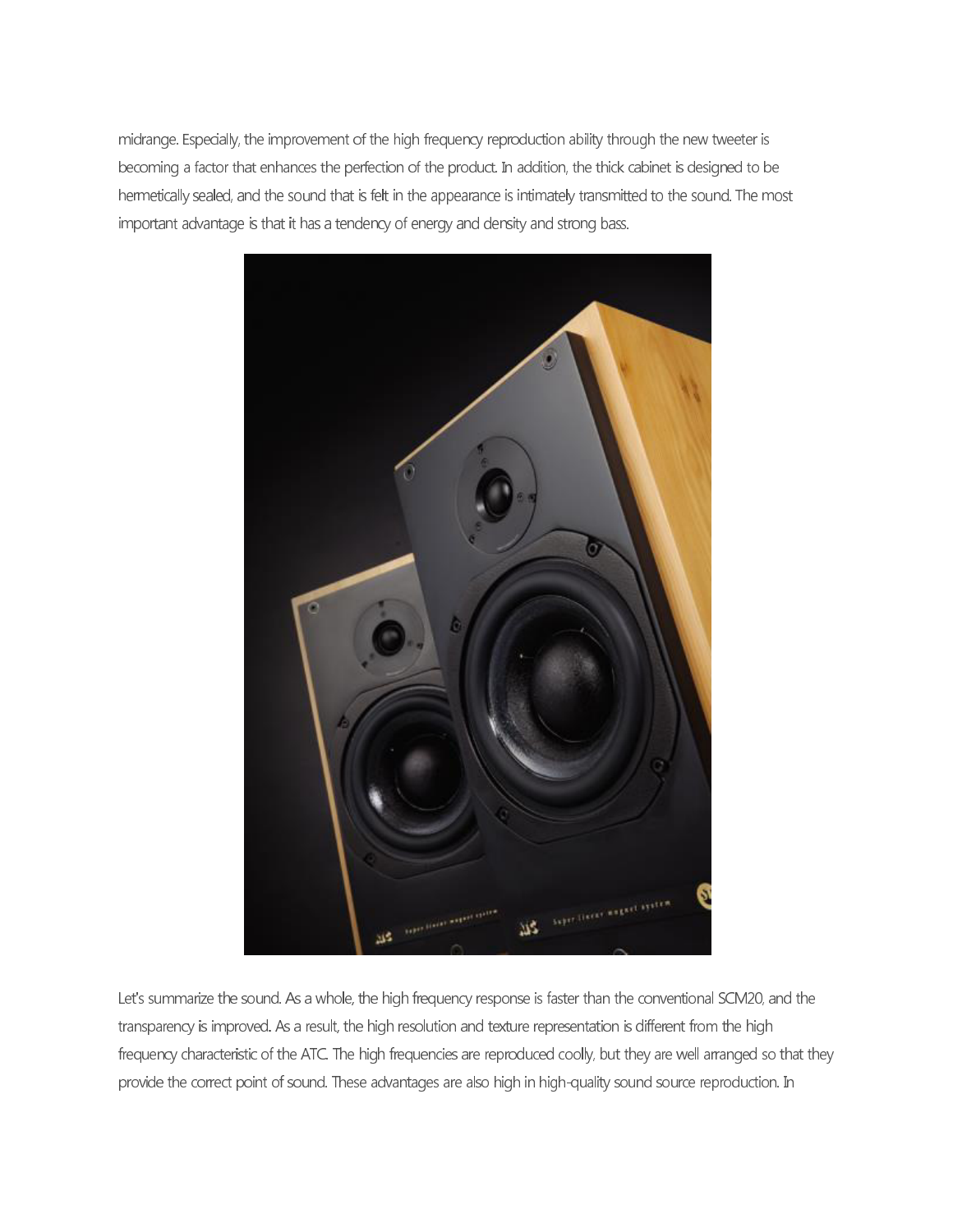midrange. Especially, the improvement of the high frequency reproduction ability through the new tweeter is becoming a factor that enhances the perfection of the product. In addition, the thick cabinet is designed to be hermetically sealed, and the sound that is felt in the appearance is intimately transmitted to the sound. The most important advantage is that it has a tendency of energy and density and strong bass.

Let's summarize the sound. As a whole, the high frequency response is faster than the conventional SCM20, and the transparency is improved. As a result, the high resolution and texture representation is different from the high frequency characteristic of the ATC. The high frequencies are reproduced coolly, but they are well arranged so that they provide the correct point of sound. These advantages are also high in high-quality sound source reproduction. In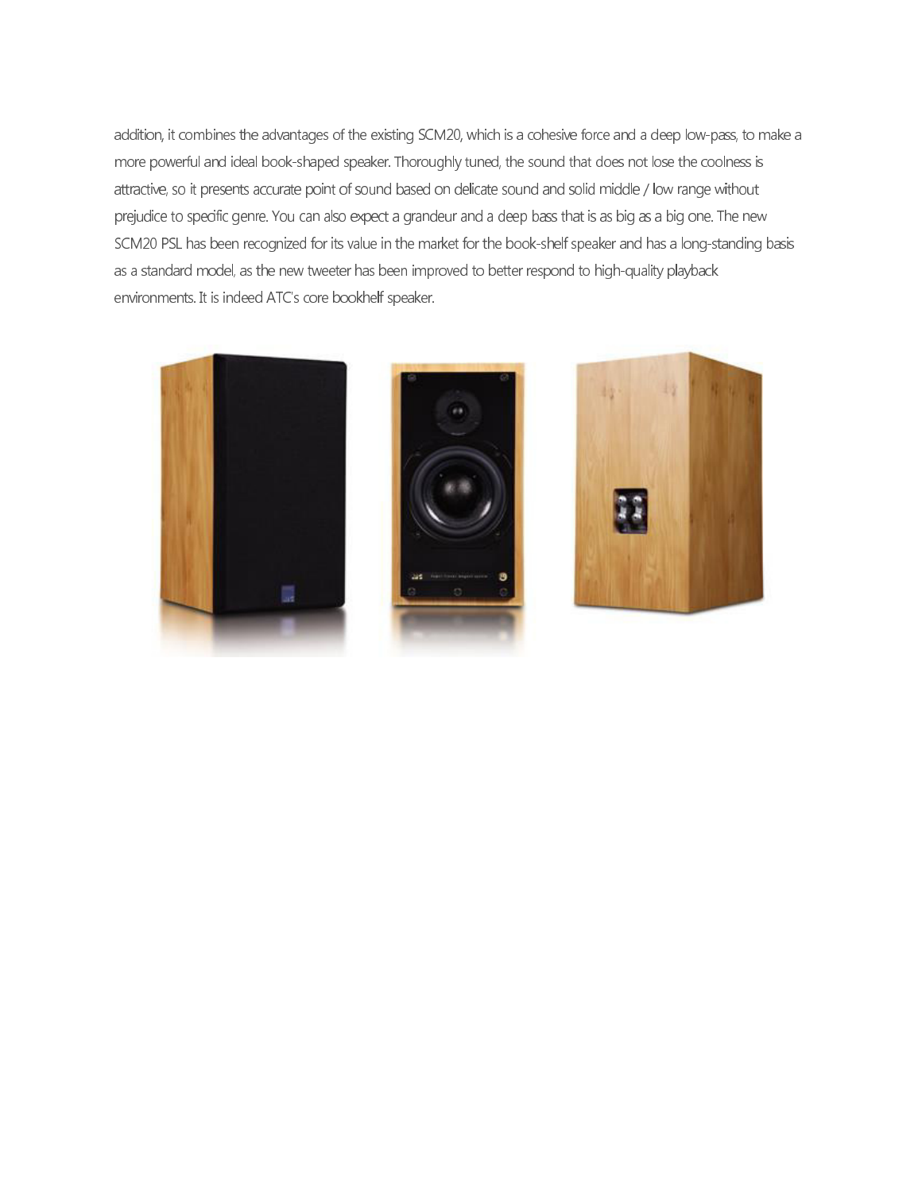addition, it combines the advantages of the existing SCM20, which is a cohesive force and a deep low-pass, to make a more powerful and ideal book-shaped speaker. Thoroughly tuned, the sound that does not lose the coolness is attractive, so it presents accurate point of sound based on delicate sound and solid middle / low range without prejudice to specific genre. You can also expect a grandeur and a deep bass that is as big as a big one. The new SCM20 PSL has been recognized for its value in the market for the book-shelf speaker and has a long-standing basis as a standard model, as the new tweeter has been improved to better respond to high-quality playback environments. It is indeed ATC's core bookhelf speaker.